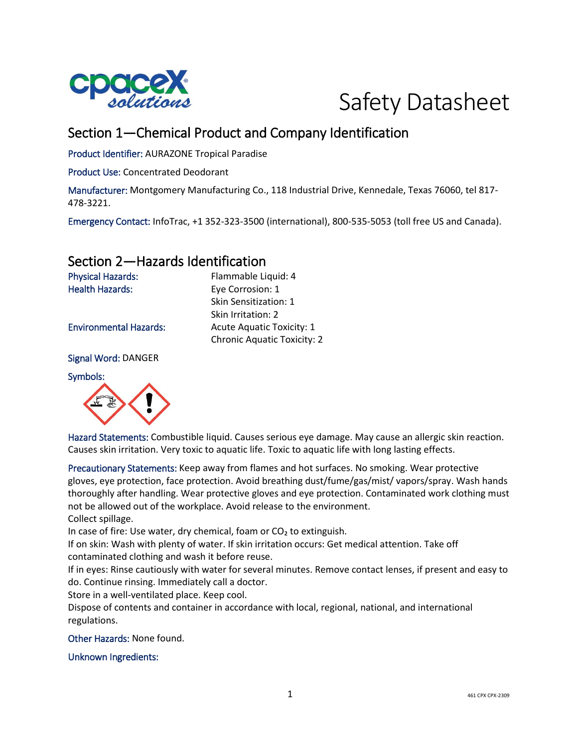# Safety Datasheet

## Section 1—Chemical Product and Company Identification

Product Identifier: AURAZONE Tropical Paradise

Product Use: Concentrated Deodorant

Manufacturer: Montgomery Manufacturing Co., 118 Industrial Drive, Kennedale, Texas 76060, tel 817-478-3221.

Emergency Contact: InfoTrac, +1 352-323-3500 (international), 800-535-5053 (toll free US and Canada).

## Section 2—Hazards Identification

| | |
|---|---|
| Physical Hazards: | Flammable Liquid: 4 |
| Health Hazards: | Eye Corrosion: 1 |
| | Skin Sensitization: 1 |
| | Skin Irritation: 2 |
| Environmental Hazards: | Acute Aquatic Toxicity: 1 |
| | Chronic Aquatic Toxicity: 2 |

Signal Word: DANGER

Symbols:

Hazard Statements: Combustible liquid. Causes serious eye damage. May cause an allergic skin reaction. Causes skin irritation. Very toxic to aquatic life. Toxic to aquatic life with long lasting effects.

Precautionary Statements: Keep away from flames and hot surfaces. No smoking. Wear protective gloves, eye protection, face protection. Avoid breathing dust/fume/gas/mist/ vapors/spray. Wash hands thoroughly after handling. Wear protective gloves and eye protection. Contaminated work clothing must not be allowed out of the workplace. Avoid release to the environment.
Collect spillage.
In case of fire: Use water, dry chemical, foam or $CO_2$ to extinguish.
If on skin: Wash with plenty of water. If skin irritation occurs: Get medical attention. Take off contaminated clothing and wash it before reuse.
If in eyes: Rinse cautiously with water for several minutes. Remove contact lenses, if present and easy to do. Continue rinsing. Immediately call a doctor.
Store in a well-ventilated place. Keep cool.
Dispose of contents and container in accordance with local, regional, national, and international regulations.

Other Hazards: None found.

Unknown Ingredients:

461 CPX CPX-2309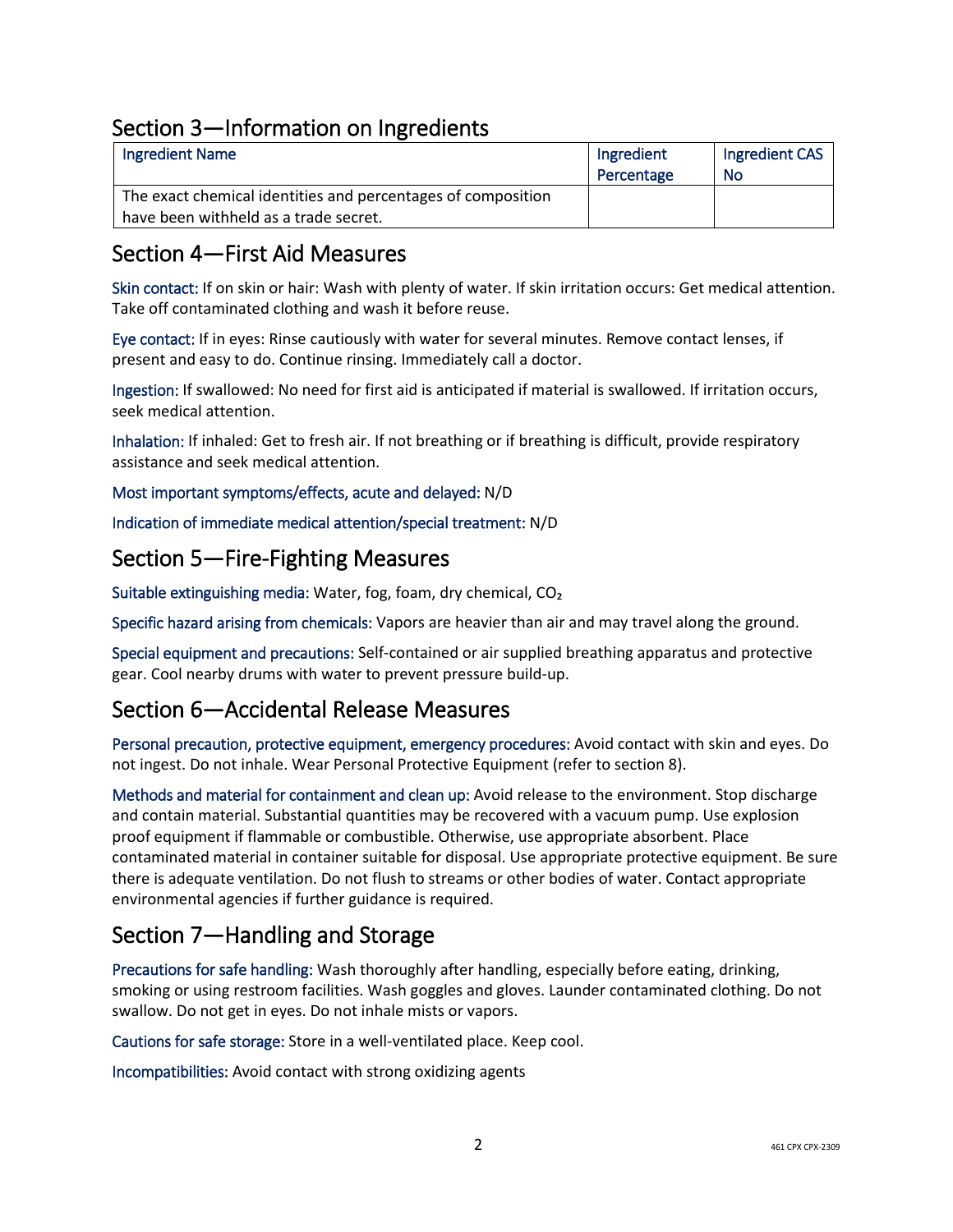## Section 3—Information on Ingredients

| Ingredient Name | Ingredient Percentage | Ingredient CAS No |
|---|---|---|
| The exact chemical identities and percentages of composition have been withheld as a trade secret. | | |

## Section 4—First Aid Measures

Skin contact: If on skin or hair: Wash with plenty of water. If skin irritation occurs: Get medical attention. Take off contaminated clothing and wash it before reuse.

Eye contact: If in eyes: Rinse cautiously with water for several minutes. Remove contact lenses, if present and easy to do. Continue rinsing. Immediately call a doctor.

Ingestion: If swallowed: No need for first aid is anticipated if material is swallowed. If irritation occurs, seek medical attention.

Inhalation: If inhaled: Get to fresh air. If not breathing or if breathing is difficult, provide respiratory assistance and seek medical attention.

Most important symptoms/effects, acute and delayed: N/D

Indication of immediate medical attention/special treatment: N/D

## Section 5—Fire-Fighting Measures

Suitable extinguishing media: Water, fog, foam, dry chemical, $CO_2$

Specific hazard arising from chemicals: Vapors are heavier than air and may travel along the ground.

Special equipment and precautions: Self-contained or air supplied breathing apparatus and protective gear. Cool nearby drums with water to prevent pressure build-up.

## Section 6—Accidental Release Measures

Personal precaution, protective equipment, emergency procedures: Avoid contact with skin and eyes. Do not ingest. Do not inhale. Wear Personal Protective Equipment (refer to section 8).

Methods and material for containment and clean up: Avoid release to the environment. Stop discharge and contain material. Substantial quantities may be recovered with a vacuum pump. Use explosion proof equipment if flammable or combustible. Otherwise, use appropriate absorbent. Place contaminated material in container suitable for disposal. Use appropriate protective equipment. Be sure there is adequate ventilation. Do not flush to streams or other bodies of water. Contact appropriate environmental agencies if further guidance is required.

## Section 7—Handling and Storage

Precautions for safe handling: Wash thoroughly after handling, especially before eating, drinking, smoking or using restroom facilities. Wash goggles and gloves. Launder contaminated clothing. Do not swallow. Do not get in eyes. Do not inhale mists or vapors.

Cautions for safe storage: Store in a well-ventilated place. Keep cool.

Incompatibilities: Avoid contact with strong oxidizing agents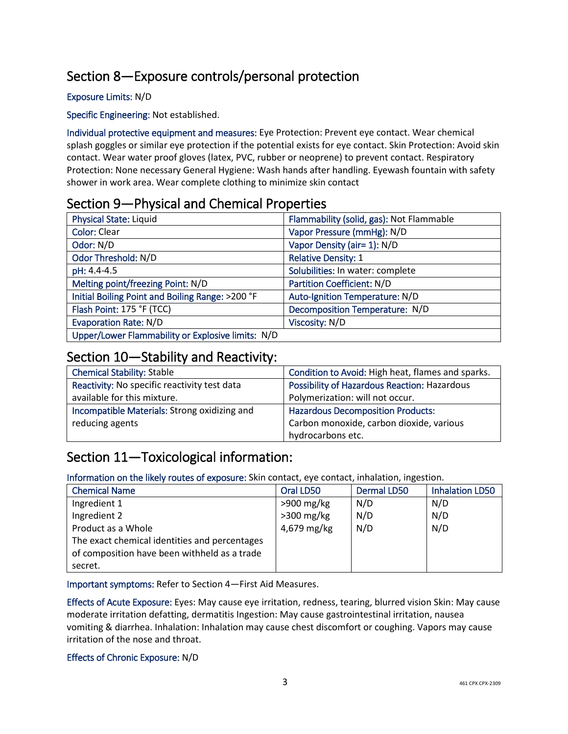## Section 8—Exposure controls/personal protection

Exposure Limits: N/D

Specific Engineering: Not established.

Individual protective equipment and measures: Eye Protection: Prevent eye contact. Wear chemical splash goggles or similar eye protection if the potential exists for eye contact. Skin Protection: Avoid skin contact. Wear water proof gloves (latex, PVC, rubber or neoprene) to prevent contact. Respiratory Protection: None necessary General Hygiene: Wash hands after handling. Eyewash fountain with safety shower in work area. Wear complete clothing to minimize skin contact

## Section 9—Physical and Chemical Properties

| | |
|---|---|
| Physical State: Liquid | Flammability (solid, gas): Not Flammable |
| Color: Clear | Vapor Pressure (mmHg): N/D |
| Odor: N/D | Vapor Density (air= 1): N/D |
| Odor Threshold: N/D | Relative Density: 1 |
| pH: 4.4-4.5 | Solubilities: In water: complete |
| Melting point/freezing Point: N/D | Partition Coefficient: N/D |
| Initial Boiling Point and Boiling Range: >200 °F | Auto-Ignition Temperature: N/D |
| Flash Point: 175 °F (TCC) | Decomposition Temperature: N/D |
| Evaporation Rate: N/D | Viscosity: N/D |
| Upper/Lower Flammability or Explosive limits: N/D | |

## Section 10—Stability and Reactivity:

| | |
|---|---|
| Chemical Stability: Stable | Condition to Avoid: High heat, flames and sparks. |
| Reactivity: No specific reactivity test data available for this mixture. | Possibility of Hazardous Reaction: Hazardous Polymerization: will not occur. |
| Incompatible Materials: Strong oxidizing and reducing agents | Hazardous Decomposition Products: Carbon monoxide, carbon dioxide, various hydrocarbons etc. |

## Section 11—Toxicological information:

Information on the likely routes of exposure: Skin contact, eye contact, inhalation, ingestion.

| Chemical Name | Oral LD50 | Dermal LD50 | Inhalation LD50 |
|---|---|---|---|
| Ingredient 1 | >900 mg/kg | N/D | N/D |
| Ingredient 2 | >300 mg/kg | N/D | N/D |
| Product as a Whole | 4,679 mg/kg | N/D | N/D |
| The exact chemical identities and percentages of composition have been withheld as a trade secret. | | | |

Important symptoms: Refer to Section 4—First Aid Measures.

Effects of Acute Exposure: Eyes: May cause eye irritation, redness, tearing, blurred vision Skin: May cause moderate irritation defatting, dermatitis Ingestion: May cause gastrointestinal irritation, nausea vomiting & diarrhea. Inhalation: Inhalation may cause chest discomfort or coughing. Vapors may cause irritation of the nose and throat.

Effects of Chronic Exposure: N/D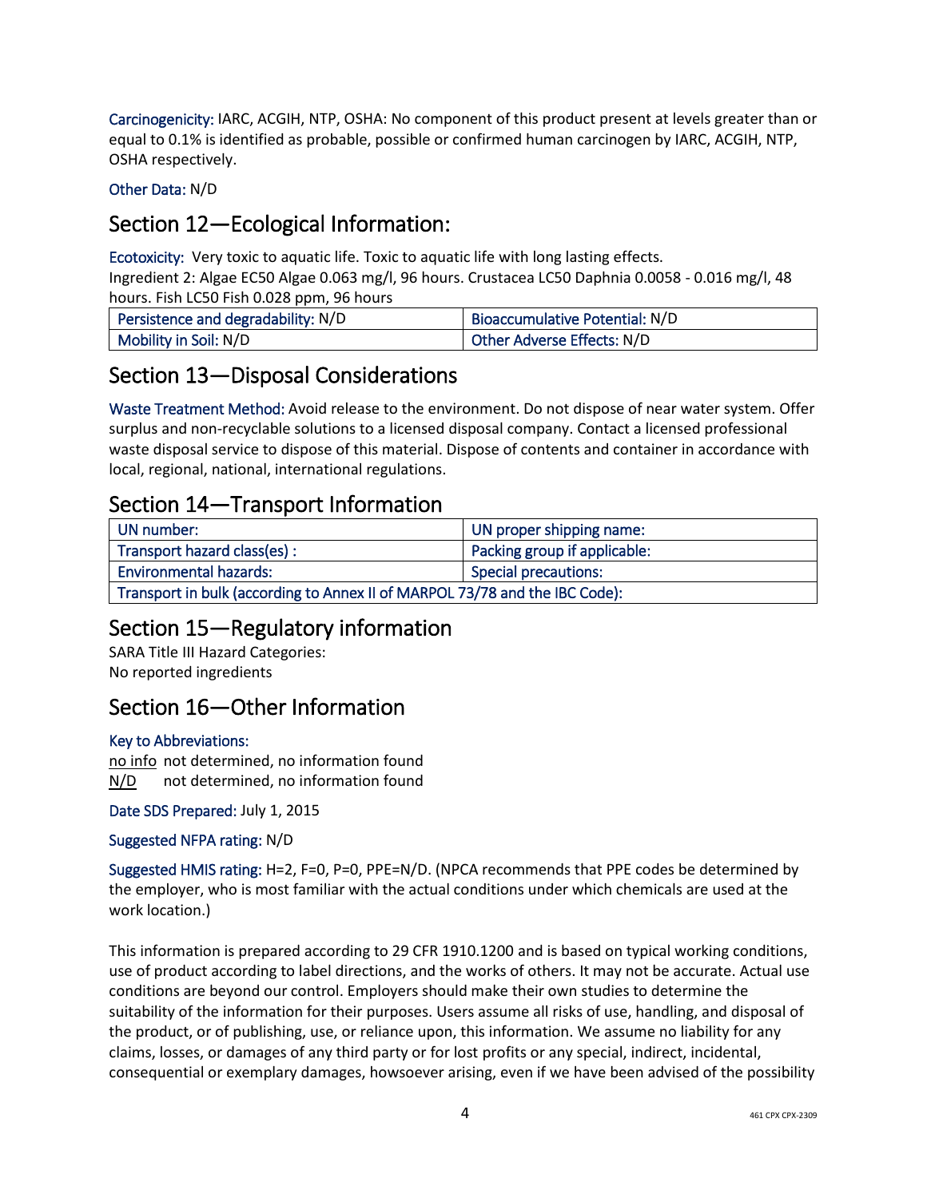**Carcinogenicity:** IARC, ACGIH, NTP, OSHA: No component of this product present at levels greater than or equal to 0.1% is identified as probable, possible or confirmed human carcinogen by IARC, ACGIH, NTP, OSHA respectively.

**Other Data:** N/D

## Section 12—Ecological Information:

**Ecotoxicity:** Very toxic to aquatic life. Toxic to aquatic life with long lasting effects.
Ingredient 2: Algae EC50 Algae 0.063 mg/l, 96 hours. Crustacea LC50 Daphnia 0.0058 - 0.016 mg/l, 48 hours. Fish LC50 Fish 0.028 ppm, 96 hours

| Persistence and degradability: N/D | Bioaccumulative Potential: N/D |
|---|---|
| Mobility in Soil: N/D | Other Adverse Effects: N/D |

## Section 13—Disposal Considerations

**Waste Treatment Method:** Avoid release to the environment. Do not dispose of near water system. Offer surplus and non-recyclable solutions to a licensed disposal company. Contact a licensed professional waste disposal service to dispose of this material. Dispose of contents and container in accordance with local, regional, national, international regulations.

## Section 14—Transport Information

| UN number: | UN proper shipping name: |
|---|---|
| Transport hazard class(es) : | Packing group if applicable: |
| Environmental hazards: | Special precautions: |
| Transport in bulk (according to Annex II of MARPOL 73/78 and the IBC Code): | |

## Section 15—Regulatory information

SARA Title III Hazard Categories:
No reported ingredients

## Section 16—Other Information

**Key to Abbreviations:**

no info not determined, no information found
N/D not determined, no information found

**Date SDS Prepared:** July 1, 2015

**Suggested NFPA rating:** N/D

**Suggested HMIS rating:** H=2, F=0, P=0, PPE=N/D. (NPCA recommends that PPE codes be determined by the employer, who is most familiar with the actual conditions under which chemicals are used at the work location.)

This information is prepared according to 29 CFR 1910.1200 and is based on typical working conditions, use of product according to label directions, and the works of others. It may not be accurate. Actual use conditions are beyond our control. Employers should make their own studies to determine the suitability of the information for their purposes. Users assume all risks of use, handling, and disposal of the product, or of publishing, use, or reliance upon, this information. We assume no liability for any claims, losses, or damages of any third party or for lost profits or any special, indirect, incidental, consequential or exemplary damages, howsoever arising, even if we have been advised of the possibility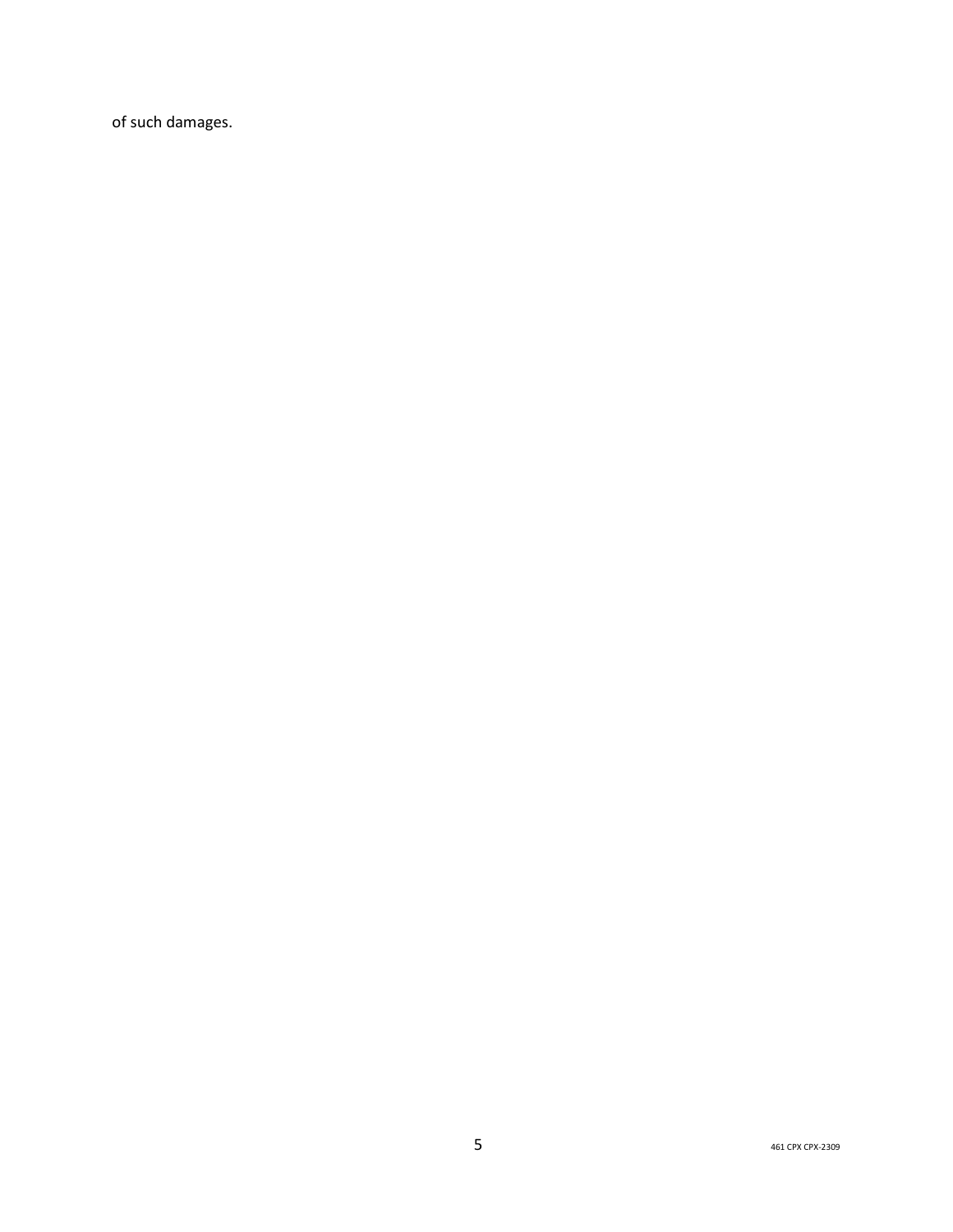of such damages.